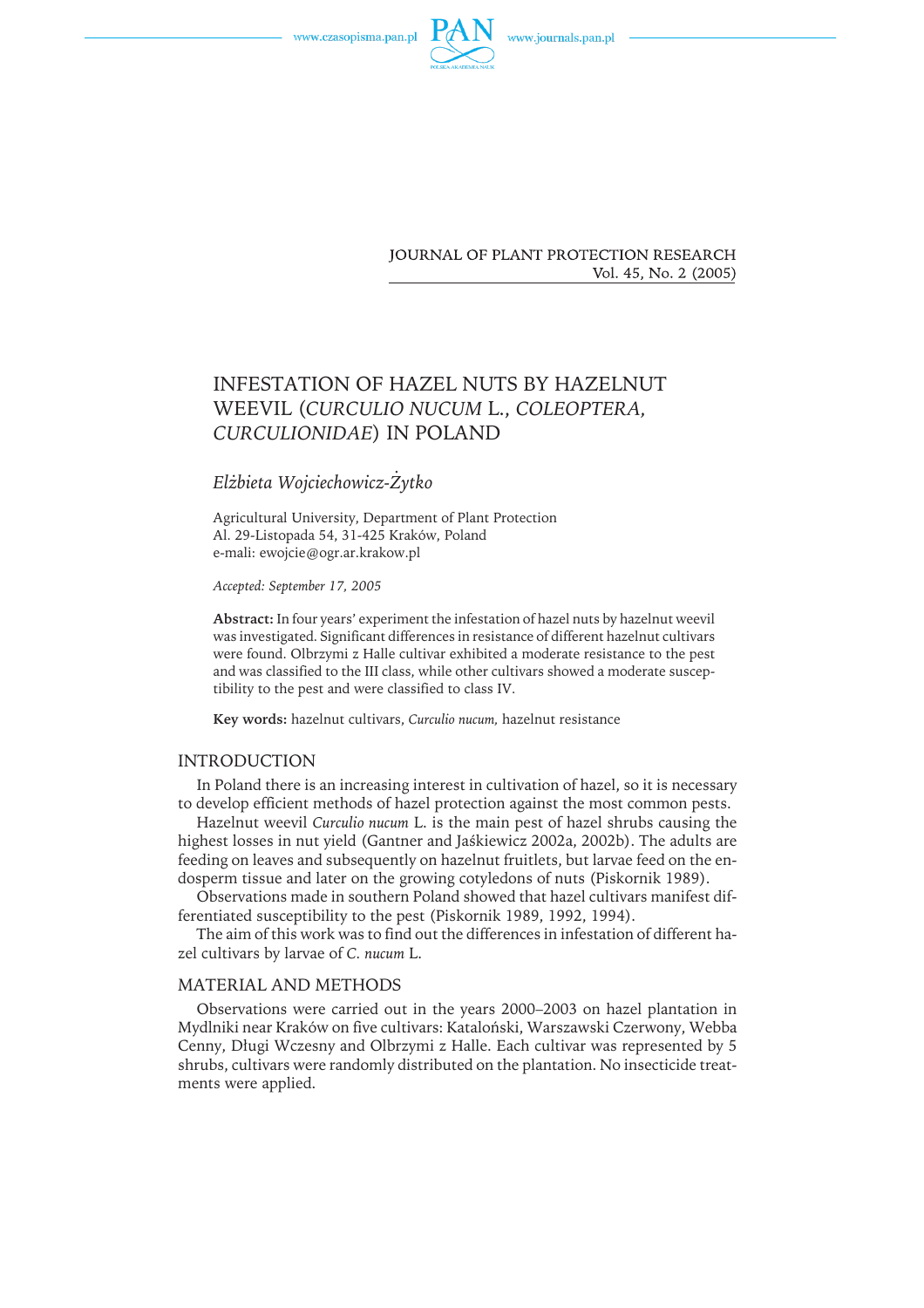# INFESTATION OF HAZEL NUTS BY HAZELNUT WEEVIL (*CURCULIO NUCUM* L., *COLEOPTERA*, *CURCULIONIDAE*) IN POLAND

*Elżbieta Wojciechowicz-Żytko*

Agricultural University, Department of Plant Protection
Al. 29-Listopada 54, 31-425 Kraków, Poland
e-mali: ewojcie@ogr.ar.krakow.pl

*Accepted: September 17, 2005*

**Abstract:** In four years' experiment the infestation of hazel nuts by hazelnut weevil was investigated. Significant differences in resistance of different hazelnut cultivars were found. Olbrzymi z Halle cultivar exhibited a moderate resistance to the pest and was classified to the III class, while other cultivars showed a moderate susceptibility to the pest and were classified to class IV.

**Key words:** hazelnut cultivars, *Curculio nucum,* hazelnut resistance

## INTRODUCTION

In Poland there is an increasing interest in cultivation of hazel, so it is necessary to develop efficient methods of hazel protection against the most common pests.

Hazelnut weevil *Curculio nucum* L. is the main pest of hazel shrubs causing the highest losses in nut yield (Gantner and Jaśkiewicz 2002a, 2002b). The adults are feeding on leaves and subsequently on hazelnut fruitlets, but larvae feed on the endosperm tissue and later on the growing cotyledons of nuts (Piskornik 1989).

Observations made in southern Poland showed that hazel cultivars manifest differentiated susceptibility to the pest (Piskornik 1989, 1992, 1994).

The aim of this work was to find out the differences in infestation of different hazel cultivars by larvae of *C. nucum* L.

## MATERIAL AND METHODS

Observations were carried out in the years 2000–2003 on hazel plantation in Mydlniki near Kraków on five cultivars: Kataloński, Warszawski Czerwony, Webba Cenny, Długi Wczesny and Olbrzymi z Halle. Each cultivar was represented by 5 shrubs, cultivars were randomly distributed on the plantation. No insecticide treatments were applied.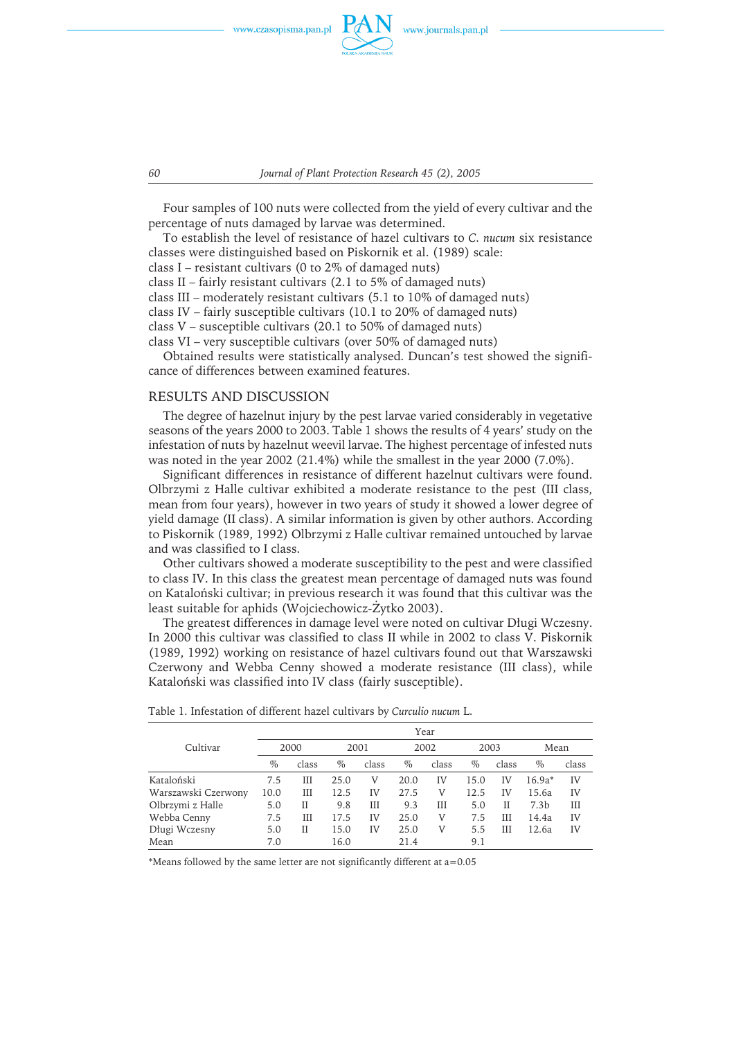Four samples of 100 nuts were collected from the yield of every cultivar and the percentage of nuts damaged by larvae was determined.

To establish the level of resistance of hazel cultivars to *C. nucum* six resistance classes were distinguished based on Piskornik et al. (1989) scale:
class I – resistant cultivars (0 to 2% of damaged nuts)
class II – fairly resistant cultivars (2.1 to 5% of damaged nuts)
class III – moderately resistant cultivars (5.1 to 10% of damaged nuts)
class IV – fairly susceptible cultivars (10.1 to 20% of damaged nuts)
class V – susceptible cultivars (20.1 to 50% of damaged nuts)
class VI – very susceptible cultivars (over 50% of damaged nuts)

Obtained results were statistically analysed. Duncan's test showed the significance of differences between examined features.

## RESULTS AND DISCUSSION

The degree of hazelnut injury by the pest larvae varied considerably in vegetative seasons of the years 2000 to 2003. Table 1 shows the results of 4 years' study on the infestation of nuts by hazelnut weevil larvae. The highest percentage of infested nuts was noted in the year 2002 (21.4%) while the smallest in the year 2000 (7.0%).

Significant differences in resistance of different hazelnut cultivars were found. Olbrzymi z Halle cultivar exhibited a moderate resistance to the pest (III class, mean from four years), however in two years of study it showed a lower degree of yield damage (II class). A similar information is given by other authors. According to Piskornik (1989, 1992) Olbrzymi z Halle cultivar remained untouched by larvae and was classified to I class.

Other cultivars showed a moderate susceptibility to the pest and were classified to class IV. In this class the greatest mean percentage of damaged nuts was found on Kataloński cultivar; in previous research it was found that this cultivar was the least suitable for aphids (Wojciechowicz-Żytko 2003).

The greatest differences in damage level were noted on cultivar Długi Wczesny. In 2000 this cultivar was classified to class II while in 2002 to class V. Piskornik (1989, 1992) working on resistance of hazel cultivars found out that Warszawski Czerwony and Webba Cenny showed a moderate resistance (III class), while Kataloński was classified into IV class (fairly susceptible).

Table 1. Infestation of different hazel cultivars by *Curculio nucum* L.

| Cultivar | Year | | | | | | | | | |
|---|---|---|---|---|---|---|---|---|---|---|
| | 2000 | | 2001 | | 2002 | | 2003 | | Mean | |
| | % | class | % | class | % | class | % | class | % | class |
| Kataloński | 7.5 | III | 25.0 | V | 20.0 | IV | 15.0 | IV | 16.9a* | IV |
| Warszawski Czerwony | 10.0 | III | 12.5 | IV | 27.5 | V | 12.5 | IV | 15.6a | IV |
| Olbrzymi z Halle | 5.0 | II | 9.8 | III | 9.3 | III | 5.0 | II | 7.3b | III |
| Webba Cenny | 7.5 | III | 17.5 | IV | 25.0 | V | 7.5 | III | 14.4a | IV |
| Długi Wczesny | 5.0 | II | 15.0 | IV | 25.0 | V | 5.5 | III | 12.6a | IV |
| Mean | 7.0 | | 16.0 | | 21.4 | | 9.1 | | | |

*Means followed by the same letter are not significantly different at a=0.05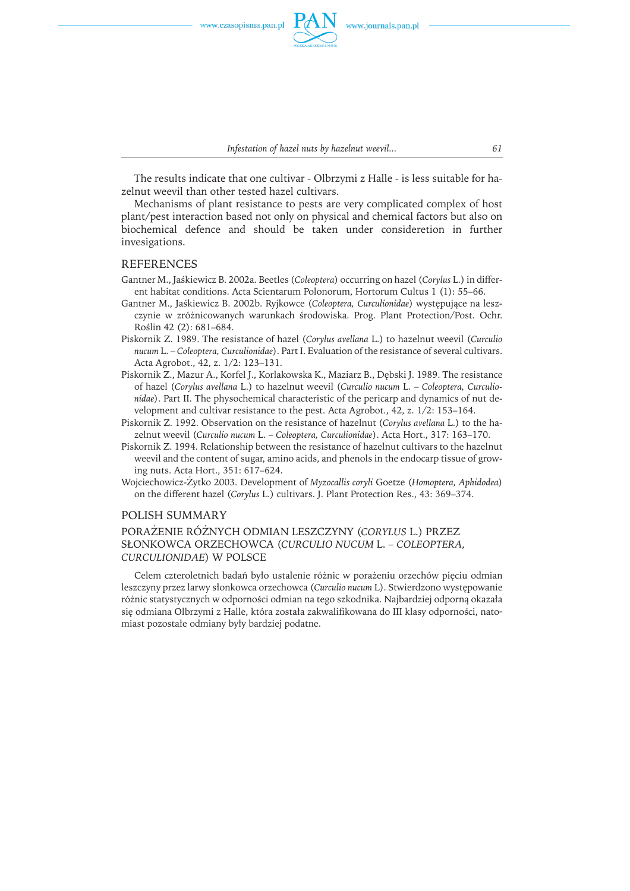The results indicate that one cultivar - Olbrzymi z Halle - is less suitable for hazelnut weevil than other tested hazel cultivars.

Mechanisms of plant resistance to pests are very complicated complex of host plant/pest interaction based not only on physical and chemical factors but also on biochemical defence and should be taken under consideretion in further invesigations.

## REFERENCES

Gantner M., Jaśkiewicz B. 2002a. Beetles (*Coleoptera*) occurring on hazel (*Corylus* L.) in different habitat conditions. Acta Scientarum Polonorum, Hortorum Cultus 1 (1): 55–66.

Gantner M., Jaśkiewicz B. 2002b. Ryjkowce (*Coleoptera, Curculionidae*) występujące na leszczynie w zróżnicowanych warunkach środowiska. Prog. Plant Protection/Post. Ochr. Roślin 42 (2): 681–684.

Piskornik Z. 1989. The resistance of hazel (*Corylus avellana* L.) to hazelnut weevil (*Curculio nucum* L. – *Coleoptera, Curculionidae*). Part I. Evaluation of the resistance of several cultivars. Acta Agrobot., 42, z. 1/2: 123–131.

Piskornik Z., Mazur A., Korfel J., Korlakowska K., Maziarz B., Dębski J. 1989. The resistance of hazel (*Corylus avellana* L.) to hazelnut weevil (*Curculio nucum* L. – *Coleoptera, Curculionidae*). Part II. The physochemical characteristic of the pericarp and dynamics of nut development and cultivar resistance to the pest. Acta Agrobot., 42, z. 1/2: 153–164.

Piskornik Z. 1992. Observation on the resistance of hazelnut (*Corylus avellana* L.) to the hazelnut weevil (*Curculio nucum* L. – *Coleoptera, Curculionidae*). Acta Hort., 317: 163–170.

Piskornik Z. 1994. Relationship between the resistance of hazelnut cultivars to the hazelnut weevil and the content of sugar, amino acids, and phenols in the endocarp tissue of growing nuts. Acta Hort., 351: 617–624.

Wojciechowicz-Żytko 2003. Development of *Myzocallis coryli* Goetze (*Homoptera, Aphidodea*) on the different hazel (*Corylus* L.) cultivars. J. Plant Protection Res., 43: 369–374.

## POLISH SUMMARY

### PORAŻENIE RÓŻNYCH ODMIAN LESZCZYNY (*CORYLUS* L.) PRZEZ SŁONKOWCA ORZECHOWCA (*CURCULIO NUCUM* L. – *COLEOPTERA, CURCULIONIDAE*) W POLSCE

Celem czteroletnich badań było ustalenie różnic w porażeniu orzechów pięciu odmian leszczyny przez larwy słonkowca orzechowca (*Curculio nucum* L). Stwierdzono występowanie różnic statystycznych w odporności odmian na tego szkodnika. Najbardziej odporną okazała się odmiana Olbrzymi z Halle, która została zakwalifikowana do III klasy odporności, natomiast pozostałe odmiany były bardziej podatne.